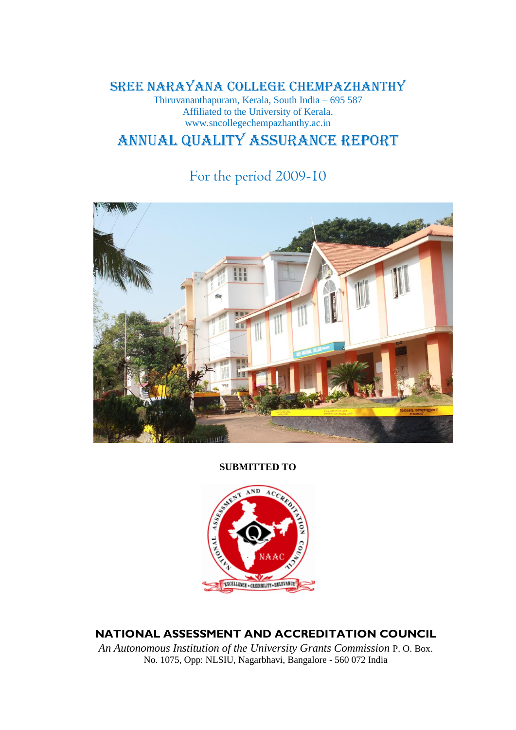# SREE NARAYANA COLLEGE CHEMPAZHANTHY

Thiruvananthapuram, Kerala, South India – 695 587
Affiliated to the University of Kerala.
www.sncollegechempazhanthy.ac.in

# ANNUAL QUALITY ASSURANCE REPORT

## For the period 2009-10

**SUBMITTED TO**

**NATIONAL ASSESSMENT AND ACCREDITATION COUNCIL**

*An Autonomous Institution of the University Grants Commission* P. O. Box. No. 1075, Opp: NLSIU, Nagarbhavi, Bangalore - 560 072 India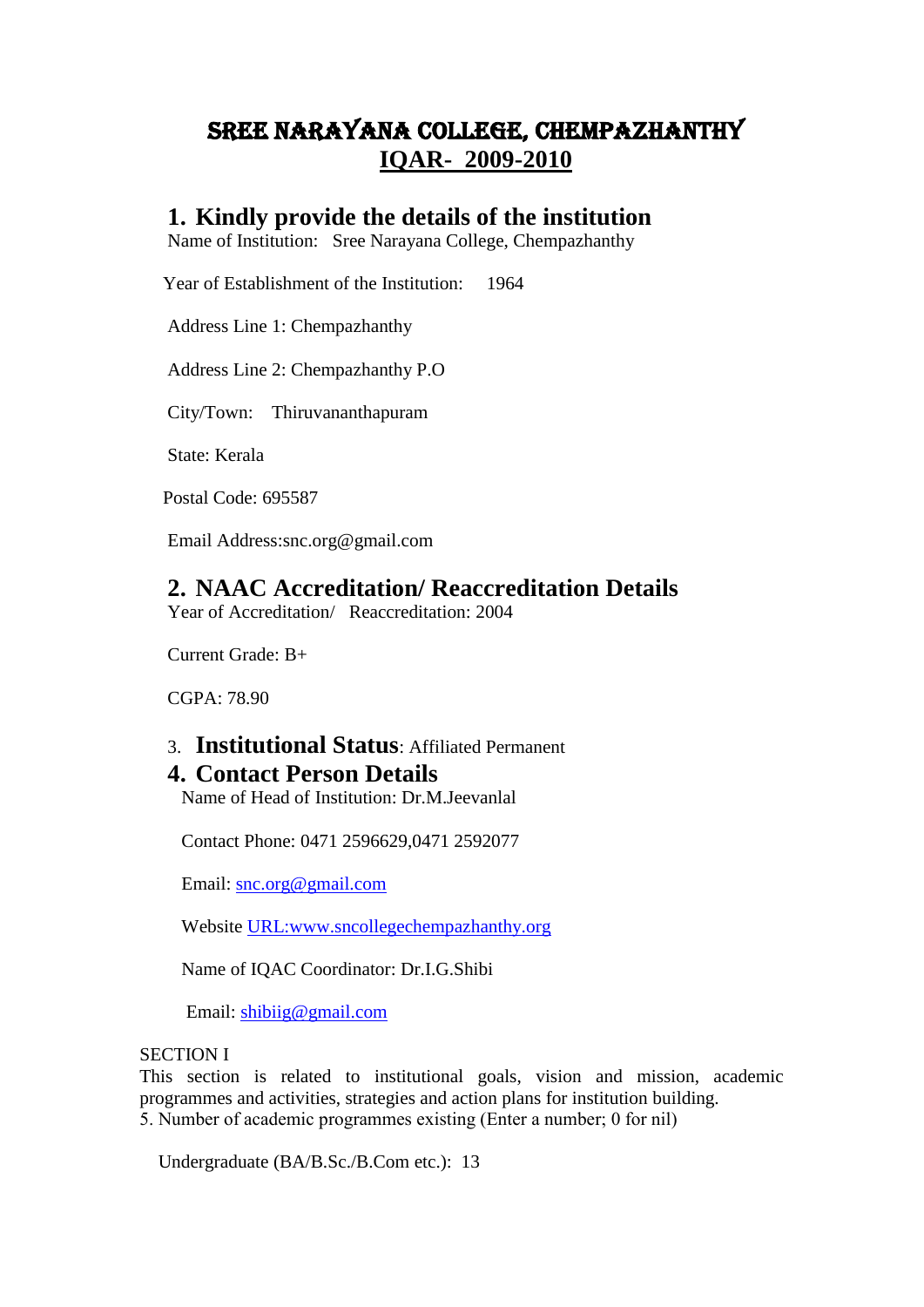# SREE NARAYANA COLLEGE, CHEMPAZHANTHY

## IQAR- 2009-2010

## 1. Kindly provide the details of the institution

Name of Institution: Sree Narayana College, Chempazhanthy

Year of Establishment of the Institution: 1964

Address Line 1: Chempazhanthy

Address Line 2: Chempazhanthy P.O

City/Town: Thiruvananthapuram

State: Kerala

Postal Code: 695587

Email Address:snc.org@gmail.com

## 2. NAAC Accreditation/ Reaccreditation Details

Year of Accreditation/ Reaccreditation: 2004

Current Grade: B+

CGPA: 78.90

3. **Institutional Status**: Affiliated Permanent

## 4. Contact Person Details

Name of Head of Institution: Dr.M.Jeevanlal

Contact Phone: 0471 2596629,0471 2592077

Email: snc.org@gmail.com

Website URL:www.sncollegechempazhanthy.org

Name of IQAC Coordinator: Dr.I.G.Shibi

Email: shibiig@gmail.com

SECTION I

This section is related to institutional goals, vision and mission, academic programmes and activities, strategies and action plans for institution building.

5. Number of academic programmes existing (Enter a number; 0 for nil)

Undergraduate (BA/B.Sc./B.Com etc.): 13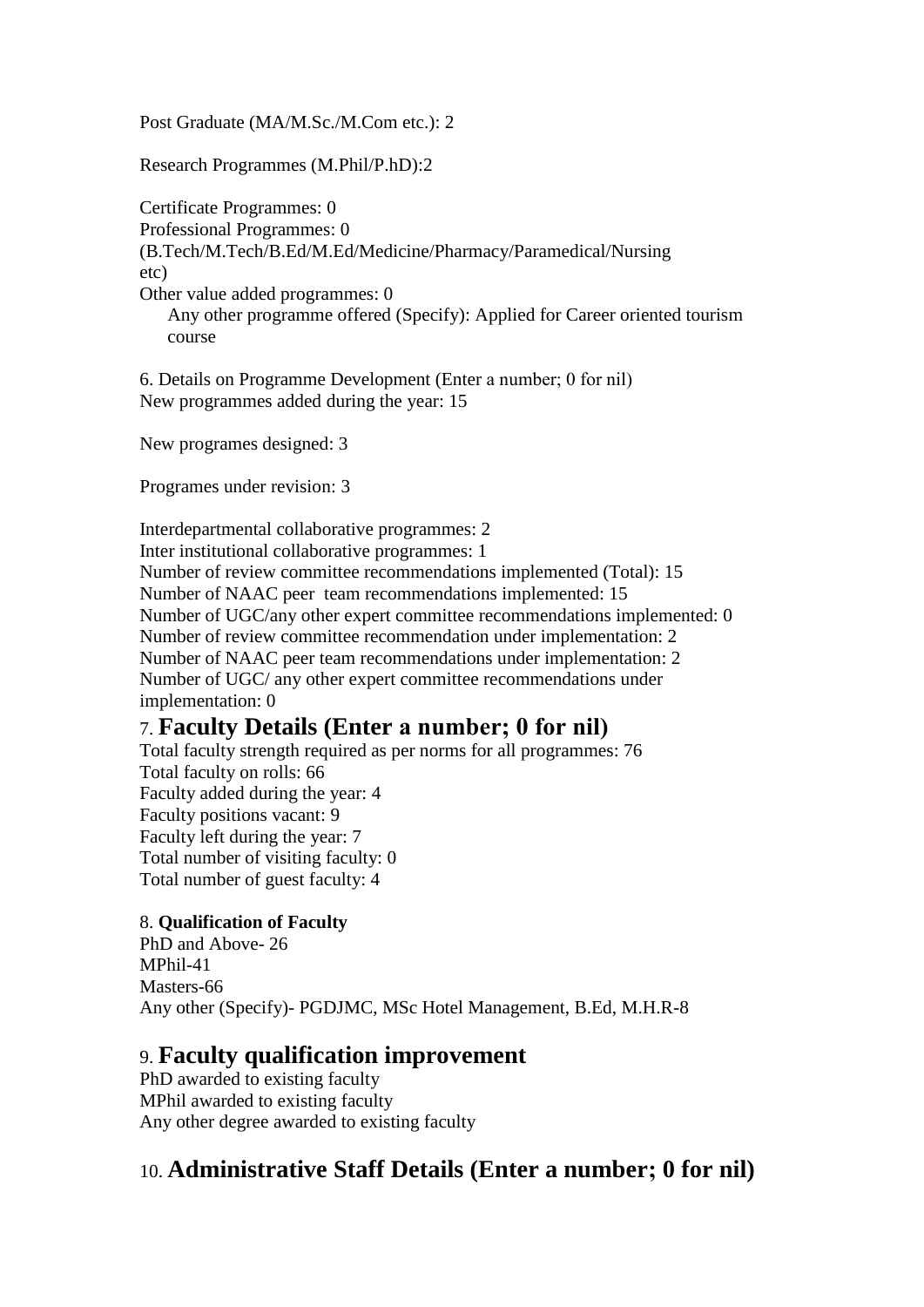Post Graduate (MA/M.Sc./M.Com etc.): 2

Research Programmes (M.Phil/P.hD):2

Certificate Programmes: 0
Professional Programmes: 0
(B.Tech/M.Tech/B.Ed/M.Ed/Medicine/Pharmacy/Paramedical/Nursing etc)
Other value added programmes: 0
Any other programme offered (Specify): Applied for Career oriented tourism course

6. Details on Programme Development (Enter a number; 0 for nil)
New programmes added during the year: 15

New programes designed: 3

Programes under revision: 3

Interdepartmental collaborative programmes: 2
Inter institutional collaborative programmes: 1
Number of review committee recommendations implemented (Total): 15
Number of NAAC peer team recommendations implemented: 15
Number of UGC/any other expert committee recommendations implemented: 0
Number of review committee recommendation under implementation: 2
Number of NAAC peer team recommendations under implementation: 2
Number of UGC/ any other expert committee recommendations under implementation: 0

## 7. Faculty Details (Enter a number; 0 for nil)

Total faculty strength required as per norms for all programmes: 76
Total faculty on rolls: 66
Faculty added during the year: 4
Faculty positions vacant: 9
Faculty left during the year: 7
Total number of visiting faculty: 0
Total number of guest faculty: 4

8. **Qualification of Faculty**
PhD and Above- 26
MPhil-41
Masters-66
Any other (Specify)- PGDJMC, MSc Hotel Management, B.Ed, M.H.R-8

## 9. Faculty qualification improvement

PhD awarded to existing faculty
MPhil awarded to existing faculty
Any other degree awarded to existing faculty

## 10. Administrative Staff Details (Enter a number; 0 for nil)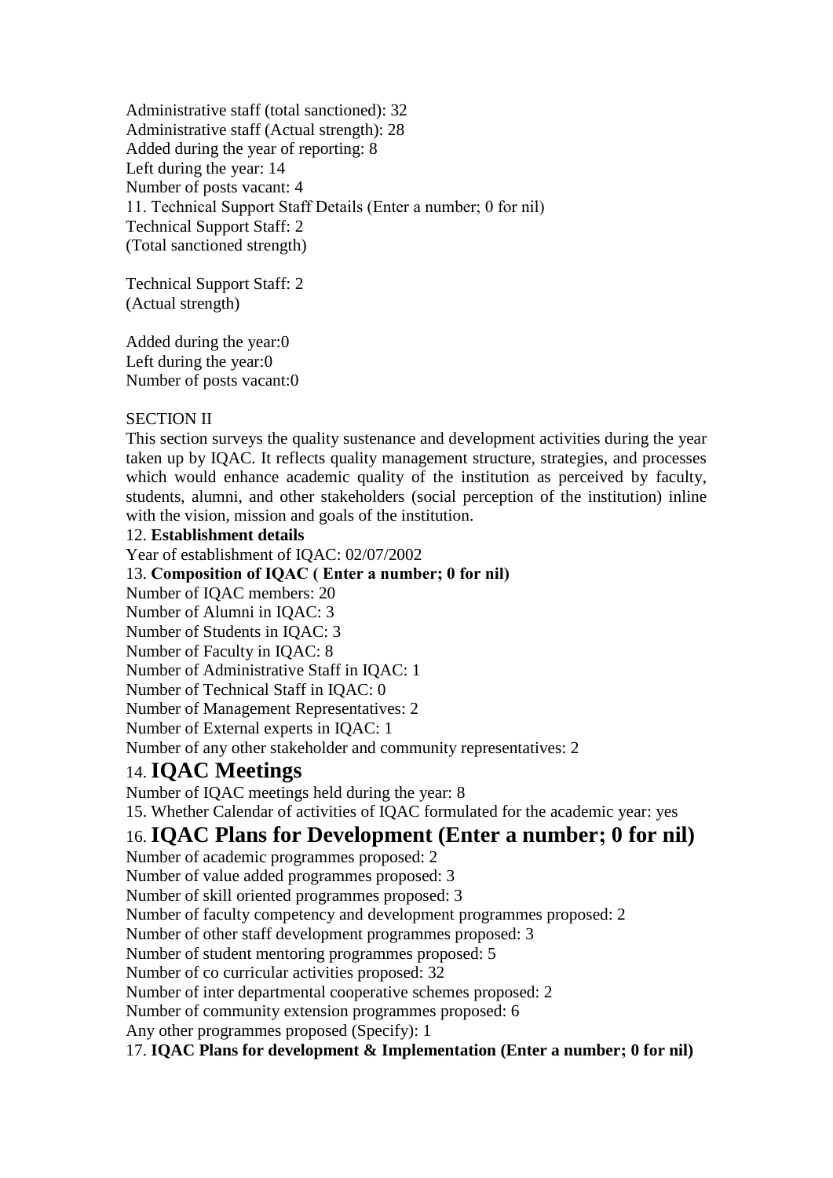Administrative staff (total sanctioned): 32
Administrative staff (Actual strength): 28
Added during the year of reporting: 8
Left during the year: 14
Number of posts vacant: 4
11. Technical Support Staff Details (Enter a number; 0 for nil)
Technical Support Staff: 2
(Total sanctioned strength)

Technical Support Staff: 2
(Actual strength)

Added during the year:0
Left during the year:0
Number of posts vacant:0

SECTION II

This section surveys the quality sustenance and development activities during the year taken up by IQAC. It reflects quality management structure, strategies, and processes which would enhance academic quality of the institution as perceived by faculty, students, alumni, and other stakeholders (social perception of the institution) inline with the vision, mission and goals of the institution.

12. **Establishment details**

Year of establishment of IQAC: 02/07/2002

13. **Composition of IQAC ( Enter a number; 0 for nil)**

Number of IQAC members: 20
Number of Alumni in IQAC: 3
Number of Students in IQAC: 3
Number of Faculty in IQAC: 8
Number of Administrative Staff in IQAC: 1
Number of Technical Staff in IQAC: 0
Number of Management Representatives: 2
Number of External experts in IQAC: 1
Number of any other stakeholder and community representatives: 2

## 14. IQAC Meetings

Number of IQAC meetings held during the year: 8

15. Whether Calendar of activities of IQAC formulated for the academic year: yes

## 16. IQAC Plans for Development (Enter a number; 0 for nil)

Number of academic programmes proposed: 2
Number of value added programmes proposed: 3
Number of skill oriented programmes proposed: 3
Number of faculty competency and development programmes proposed: 2
Number of other staff development programmes proposed: 3
Number of student mentoring programmes proposed: 5
Number of co curricular activities proposed: 32
Number of inter departmental cooperative schemes proposed: 2
Number of community extension programmes proposed: 6
Any other programmes proposed (Specify): 1

17. **IQAC Plans for development & Implementation (Enter a number; 0 for nil)**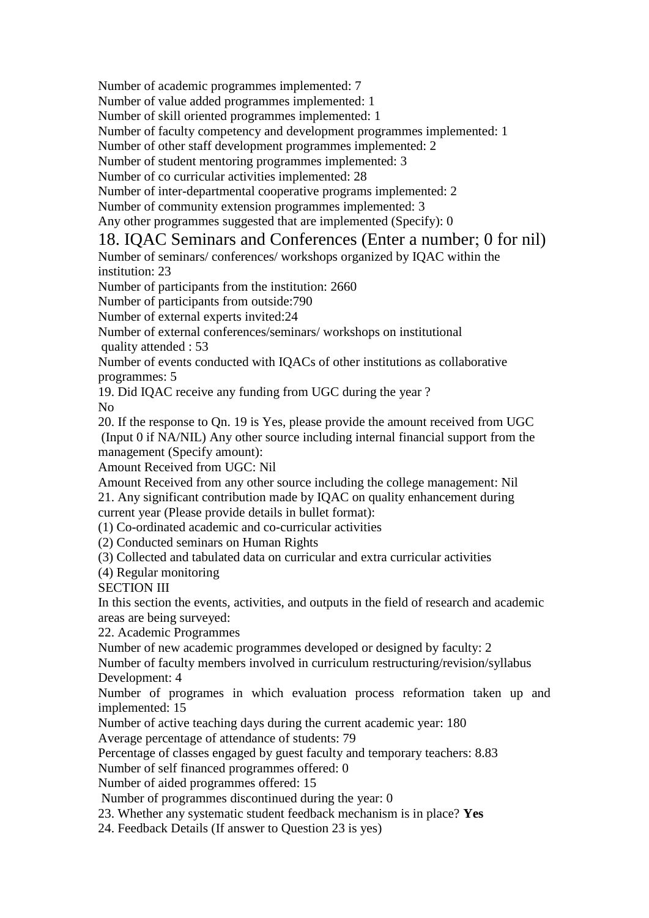Number of academic programmes implemented: 7

Number of value added programmes implemented: 1

Number of skill oriented programmes implemented: 1

Number of faculty competency and development programmes implemented: 1

Number of other staff development programmes implemented: 2

Number of student mentoring programmes implemented: 3

Number of co curricular activities implemented: 28

Number of inter-departmental cooperative programs implemented: 2

Number of community extension programmes implemented: 3

Any other programmes suggested that are implemented (Specify): 0

## 18. IQAC Seminars and Conferences (Enter a number; 0 for nil)

Number of seminars/ conferences/ workshops organized by IQAC within the institution: 23

Number of participants from the institution: 2660

Number of participants from outside:790

Number of external experts invited:24

Number of external conferences/seminars/ workshops on institutional quality attended : 53

Number of events conducted with IQACs of other institutions as collaborative programmes: 5

19. Did IQAC receive any funding from UGC during the year ?

No

20. If the response to Qn. 19 is Yes, please provide the amount received from UGC (Input 0 if NA/NIL) Any other source including internal financial support from the management (Specify amount):

Amount Received from UGC: Nil

Amount Received from any other source including the college management: Nil

21. Any significant contribution made by IQAC on quality enhancement during current year (Please provide details in bullet format):

(1) Co-ordinated academic and co-curricular activities

(2) Conducted seminars on Human Rights

(3) Collected and tabulated data on curricular and extra curricular activities

(4) Regular monitoring

SECTION III

In this section the events, activities, and outputs in the field of research and academic areas are being surveyed:

22. Academic Programmes

Number of new academic programmes developed or designed by faculty: 2

Number of faculty members involved in curriculum restructuring/revision/syllabus Development: 4

Number of programes in which evaluation process reformation taken up and implemented: 15

Number of active teaching days during the current academic year: 180

Average percentage of attendance of students: 79

Percentage of classes engaged by guest faculty and temporary teachers: 8.83

Number of self financed programmes offered: 0

Number of aided programmes offered: 15

Number of programmes discontinued during the year: 0

23. Whether any systematic student feedback mechanism is in place? **Yes**

24. Feedback Details (If answer to Question 23 is yes)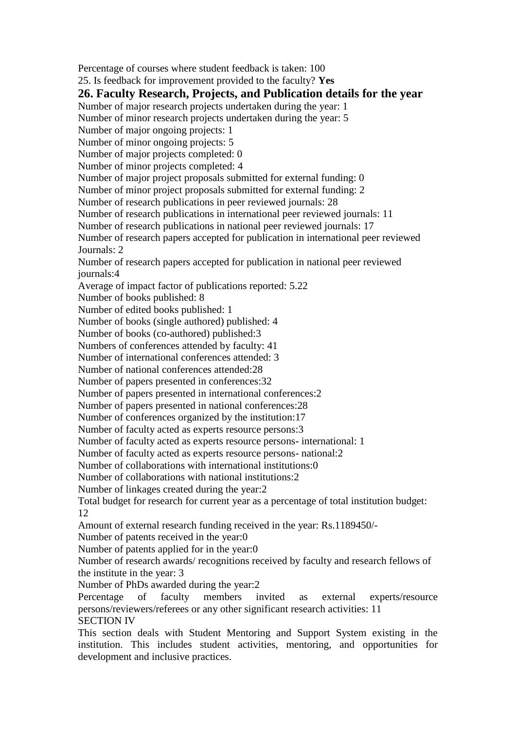Percentage of courses where student feedback is taken: 100

25. Is feedback for improvement provided to the faculty? **Yes**

## 26. Faculty Research, Projects, and Publication details for the year

Number of major research projects undertaken during the year: 1
Number of minor research projects undertaken during the year: 5
Number of major ongoing projects: 1
Number of minor ongoing projects: 5
Number of major projects completed: 0
Number of minor projects completed: 4
Number of major project proposals submitted for external funding: 0
Number of minor project proposals submitted for external funding: 2
Number of research publications in peer reviewed journals: 28
Number of research publications in international peer reviewed journals: 11
Number of research publications in national peer reviewed journals: 17
Number of research papers accepted for publication in international peer reviewed Journals: 2
Number of research papers accepted for publication in national peer reviewed journals:4
Average of impact factor of publications reported: 5.22
Number of books published: 8
Number of edited books published: 1
Number of books (single authored) published: 4
Number of books (co-authored) published:3
Numbers of conferences attended by faculty: 41
Number of international conferences attended: 3
Number of national conferences attended:28
Number of papers presented in conferences:32
Number of papers presented in international conferences:2
Number of papers presented in national conferences:28
Number of conferences organized by the institution:17
Number of faculty acted as experts resource persons:3
Number of faculty acted as experts resource persons- international: 1
Number of faculty acted as experts resource persons- national:2
Number of collaborations with international institutions:0
Number of collaborations with national institutions:2
Number of linkages created during the year:2
Total budget for research for current year as a percentage of total institution budget: 12
Amount of external research funding received in the year: Rs.1189450/-
Number of patents received in the year:0
Number of patents applied for in the year:0
Number of research awards/ recognitions received by faculty and research fellows of the institute in the year: 3
Number of PhDs awarded during the year:2
Percentage of faculty members invited as external experts/resource persons/reviewers/referees or any other significant research activities: 11

SECTION IV

This section deals with Student Mentoring and Support System existing in the institution. This includes student activities, mentoring, and opportunities for development and inclusive practices.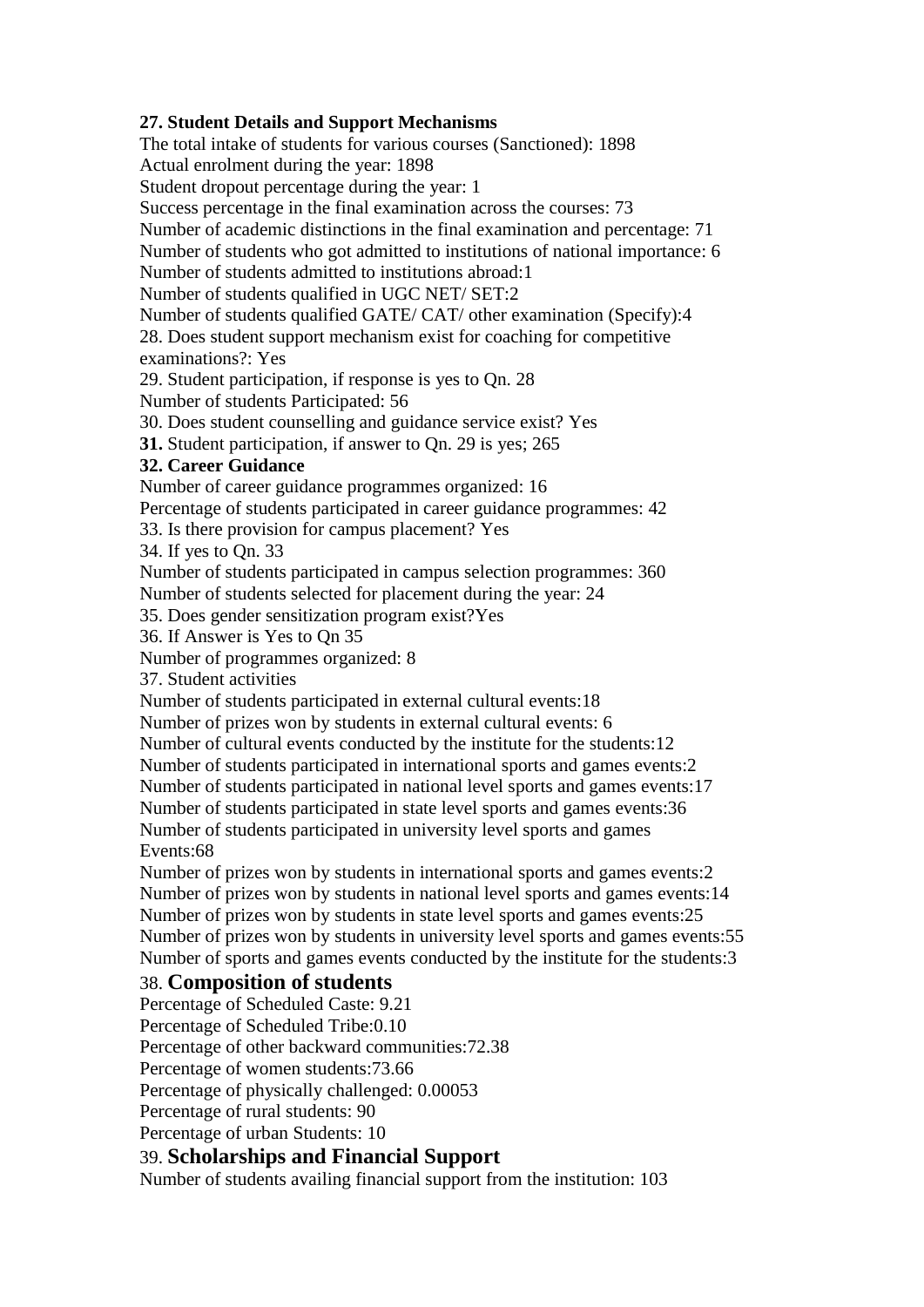**27. Student Details and Support Mechanisms**

The total intake of students for various courses (Sanctioned): 1898
Actual enrolment during the year: 1898
Student dropout percentage during the year: 1
Success percentage in the final examination across the courses: 73
Number of academic distinctions in the final examination and percentage: 71
Number of students who got admitted to institutions of national importance: 6
Number of students admitted to institutions abroad:1
Number of students qualified in UGC NET/ SET:2
Number of students qualified GATE/ CAT/ other examination (Specify):4
28. Does student support mechanism exist for coaching for competitive examinations?: Yes
29. Student participation, if response is yes to Qn. 28
Number of students Participated: 56
30. Does student counselling and guidance service exist? Yes
**31.** Student participation, if answer to Qn. 29 is yes; 265

**32. Career Guidance**

Number of career guidance programmes organized: 16
Percentage of students participated in career guidance programmes: 42
33. Is there provision for campus placement? Yes
34. If yes to Qn. 33
Number of students participated in campus selection programmes: 360
Number of students selected for placement during the year: 24
35. Does gender sensitization program exist?Yes
36. If Answer is Yes to Qn 35
Number of programmes organized: 8
37. Student activities
Number of students participated in external cultural events:18
Number of prizes won by students in external cultural events: 6
Number of cultural events conducted by the institute for the students:12
Number of students participated in international sports and games events:2
Number of students participated in national level sports and games events:17
Number of students participated in state level sports and games events:36
Number of students participated in university level sports and games Events:68
Number of prizes won by students in international sports and games events:2
Number of prizes won by students in national level sports and games events:14
Number of prizes won by students in state level sports and games events:25
Number of prizes won by students in university level sports and games events:55
Number of sports and games events conducted by the institute for the students:3

## 38. Composition of students

Percentage of Scheduled Caste: 9.21
Percentage of Scheduled Tribe:0.10
Percentage of other backward communities:72.38
Percentage of women students:73.66
Percentage of physically challenged: 0.00053
Percentage of rural students: 90
Percentage of urban Students: 10

## 39. Scholarships and Financial Support

Number of students availing financial support from the institution: 103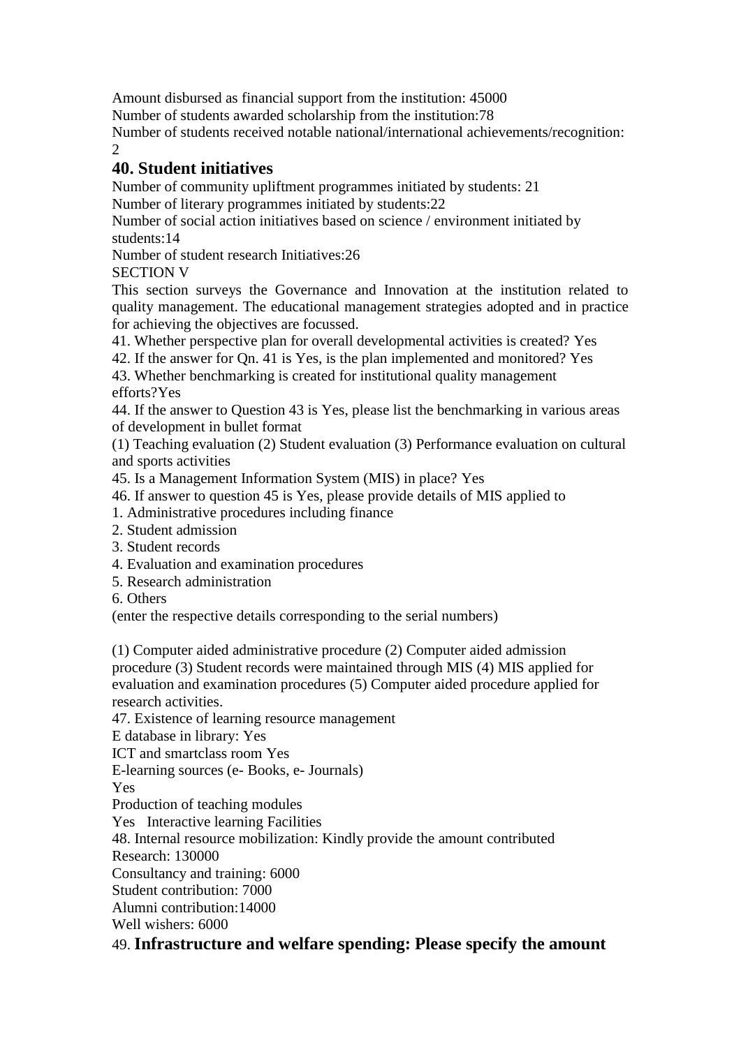Amount disbursed as financial support from the institution: 45000

Number of students awarded scholarship from the institution:78

Number of students received notable national/international achievements/recognition: 2

## 40. Student initiatives

Number of community upliftment programmes initiated by students: 21

Number of literary programmes initiated by students:22

Number of social action initiatives based on science / environment initiated by students:14

Number of student research Initiatives:26

SECTION V

This section surveys the Governance and Innovation at the institution related to quality management. The educational management strategies adopted and in practice for achieving the objectives are focussed.

41. Whether perspective plan for overall developmental activities is created? Yes

42. If the answer for Qn. 41 is Yes, is the plan implemented and monitored? Yes

43. Whether benchmarking is created for institutional quality management efforts?Yes

44. If the answer to Question 43 is Yes, please list the benchmarking in various areas of development in bullet format

(1) Teaching evaluation (2) Student evaluation (3) Performance evaluation on cultural and sports activities

45. Is a Management Information System (MIS) in place? Yes

46. If answer to question 45 is Yes, please provide details of MIS applied to

1. Administrative procedures including finance
2. Student admission
3. Student records
4. Evaluation and examination procedures
5. Research administration
6. Others

(enter the respective details corresponding to the serial numbers)

(1) Computer aided administrative procedure (2) Computer aided admission procedure (3) Student records were maintained through MIS (4) MIS applied for evaluation and examination procedures (5) Computer aided procedure applied for research activities.

47. Existence of learning resource management

E database in library: Yes

ICT and smartclass room Yes

E-learning sources (e- Books, e- Journals)

Yes

Production of teaching modules

Yes Interactive learning Facilities

48. Internal resource mobilization: Kindly provide the amount contributed

Research: 130000

Consultancy and training: 6000

Student contribution: 7000

Alumni contribution:14000

Well wishers: 6000

49. **Infrastructure and welfare spending: Please specify the amount**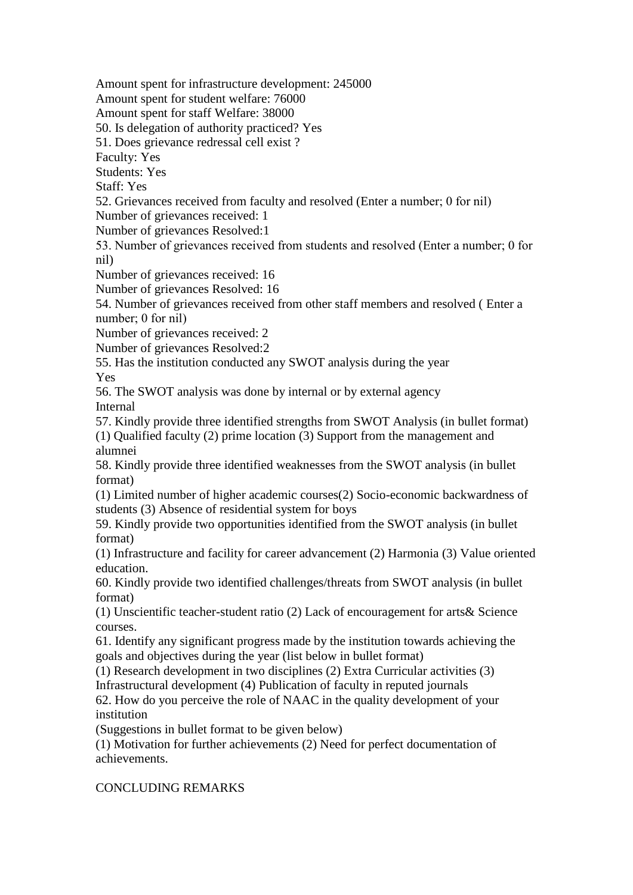Amount spent for infrastructure development: 245000
Amount spent for student welfare: 76000
Amount spent for staff Welfare: 38000
50. Is delegation of authority practiced? Yes
51. Does grievance redressal cell exist ?
Faculty: Yes
Students: Yes
Staff: Yes
52. Grievances received from faculty and resolved (Enter a number; 0 for nil)
Number of grievances received: 1
Number of grievances Resolved:1
53. Number of grievances received from students and resolved (Enter a number; 0 for nil)
Number of grievances received: 16
Number of grievances Resolved: 16
54. Number of grievances received from other staff members and resolved ( Enter a number; 0 for nil)
Number of grievances received: 2
Number of grievances Resolved:2
55. Has the institution conducted any SWOT analysis during the year
Yes
56. The SWOT analysis was done by internal or by external agency
Internal
57. Kindly provide three identified strengths from SWOT Analysis (in bullet format)
(1) Qualified faculty (2) prime location (3) Support from the management and alumnei
58. Kindly provide three identified weaknesses from the SWOT analysis (in bullet format)
(1) Limited number of higher academic courses(2) Socio-economic backwardness of students (3) Absence of residential system for boys
59. Kindly provide two opportunities identified from the SWOT analysis (in bullet format)
(1) Infrastructure and facility for career advancement (2) Harmonia (3) Value oriented education.
60. Kindly provide two identified challenges/threats from SWOT analysis (in bullet format)
(1) Unscientific teacher-student ratio (2) Lack of encouragement for arts& Science courses.
61. Identify any significant progress made by the institution towards achieving the goals and objectives during the year (list below in bullet format)
(1) Research development in two disciplines (2) Extra Curricular activities (3) Infrastructural development (4) Publication of faculty in reputed journals
62. How do you perceive the role of NAAC in the quality development of your institution
(Suggestions in bullet format to be given below)
(1) Motivation for further achievements (2) Need for perfect documentation of achievements.

CONCLUDING REMARKS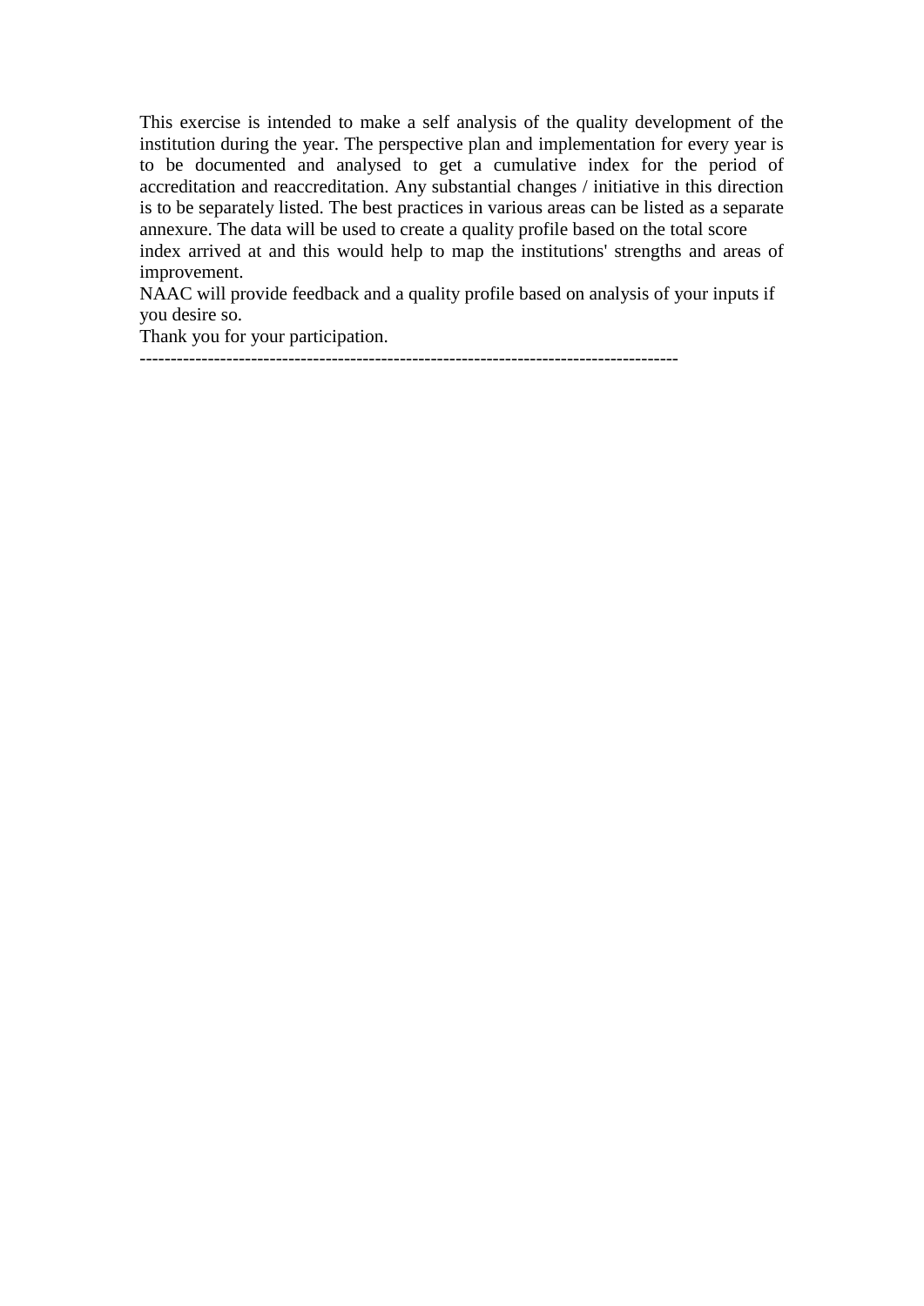This exercise is intended to make a self analysis of the quality development of the institution during the year. The perspective plan and implementation for every year is to be documented and analysed to get a cumulative index for the period of accreditation and reaccreditation. Any substantial changes / initiative in this direction is to be separately listed. The best practices in various areas can be listed as a separate annexure. The data will be used to create a quality profile based on the total score index arrived at and this would help to map the institutions' strengths and areas of improvement.

NAAC will provide feedback and a quality profile based on analysis of your inputs if you desire so.

Thank you for your participation.

---------------------------------------------------------------------------------------